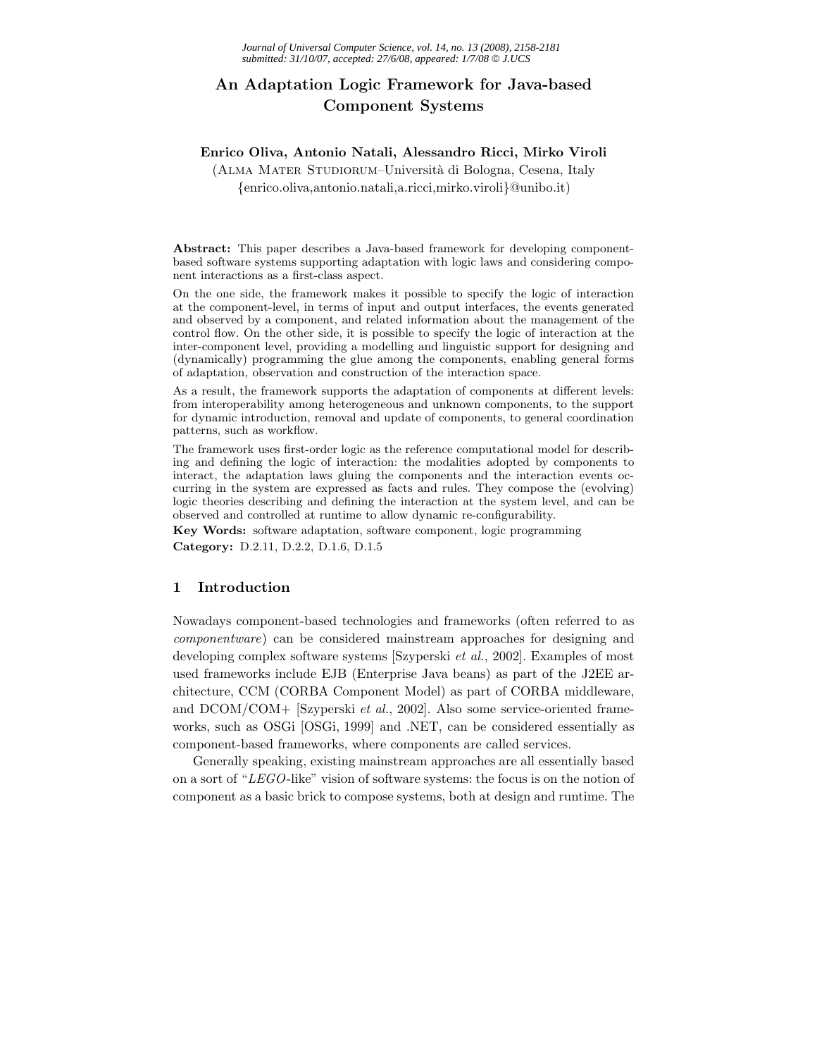# An Adaptation Logic Framework for Java-based Component Systems

**Enrico Oliva, Antonio Natali, Alessandro Ricci, Mirko Viroli**
(Alma Mater Studiorum–Università di Bologna, Cesena, Italy
{enrico.oliva,antonio.natali,a.ricci,mirko.viroli}@unibo.it)

**Abstract:** This paper describes a Java-based framework for developing component-based software systems supporting adaptation with logic laws and considering component interactions as a first-class aspect.

On the one side, the framework makes it possible to specify the logic of interaction at the component-level, in terms of input and output interfaces, the events generated and observed by a component, and related information about the management of the control flow. On the other side, it is possible to specify the logic of interaction at the inter-component level, providing a modelling and linguistic support for designing and (dynamically) programming the glue among the components, enabling general forms of adaptation, observation and construction of the interaction space.

As a result, the framework supports the adaptation of components at different levels: from interoperability among heterogeneous and unknown components, to the support for dynamic introduction, removal and update of components, to general coordination patterns, such as workflow.

The framework uses first-order logic as the reference computational model for describing and defining the logic of interaction: the modalities adopted by components to interact, the adaptation laws gluing the components and the interaction events occurring in the system are expressed as facts and rules. They compose the (evolving) logic theories describing and defining the interaction at the system level, and can be observed and controlled at runtime to allow dynamic re-configurability.

**Key Words:** software adaptation, software component, logic programming
**Category:** D.2.11, D.2.2, D.1.6, D.1.5

## 1 Introduction

Nowadays component-based technologies and frameworks (often referred to as *componentware*) can be considered mainstream approaches for designing and developing complex software systems [Szyperski *et al.*, 2002]. Examples of most used frameworks include EJB (Enterprise Java beans) as part of the J2EE architecture, CCM (CORBA Component Model) as part of CORBA middleware, and DCOM/COM+ [Szyperski *et al.*, 2002]. Also some service-oriented frameworks, such as OSGi [OSGi, 1999] and .NET, can be considered essentially as component-based frameworks, where components are called services.

Generally speaking, existing mainstream approaches are all essentially based on a sort of "*LEGO*-like" vision of software systems: the focus is on the notion of component as a basic brick to compose systems, both at design and runtime. The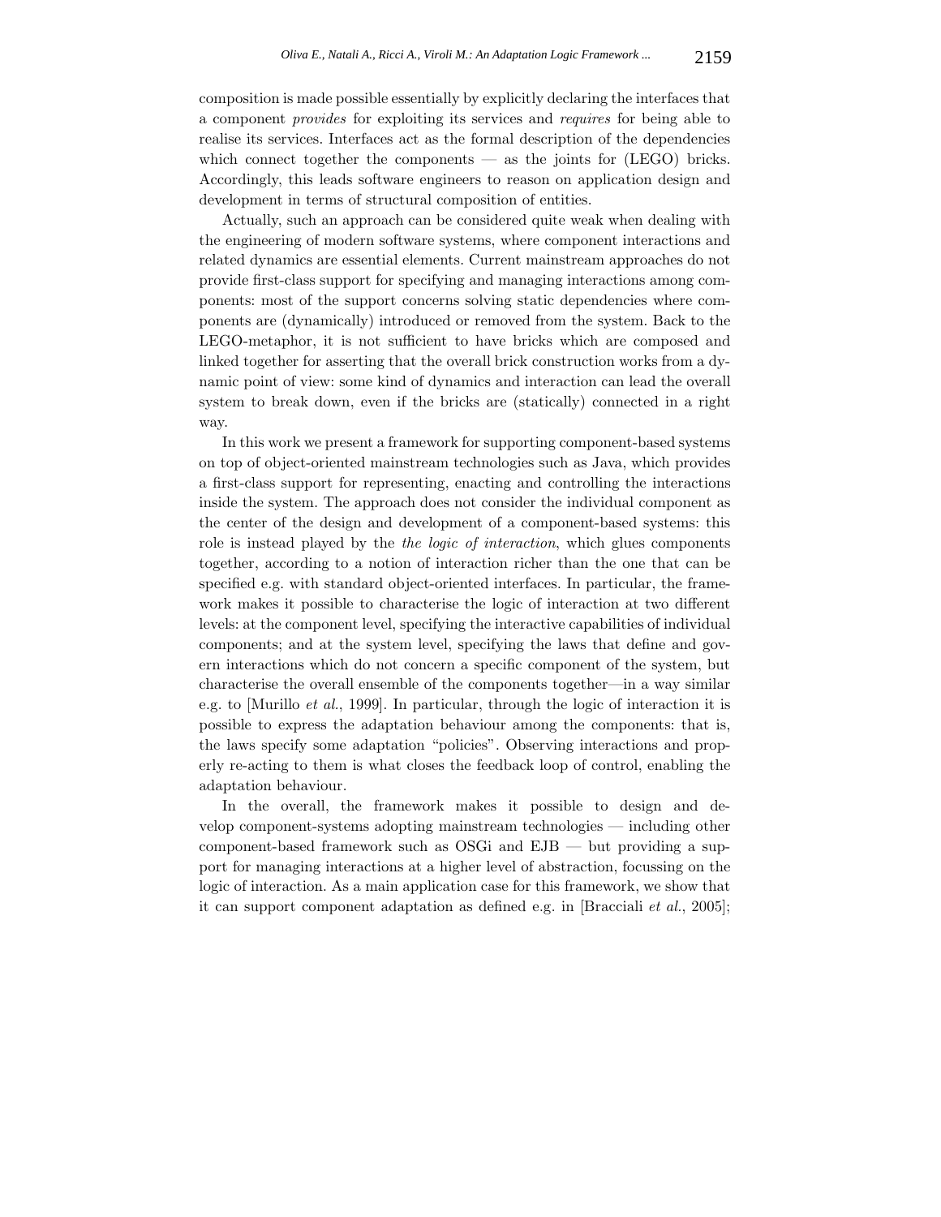composition is made possible essentially by explicitly declaring the interfaces that a component *provides* for exploiting its services and *requires* for being able to realise its services. Interfaces act as the formal description of the dependencies which connect together the components — as the joints for (LEGO) bricks. Accordingly, this leads software engineers to reason on application design and development in terms of structural composition of entities.

Actually, such an approach can be considered quite weak when dealing with the engineering of modern software systems, where component interactions and related dynamics are essential elements. Current mainstream approaches do not provide first-class support for specifying and managing interactions among components: most of the support concerns solving static dependencies where components are (dynamically) introduced or removed from the system. Back to the LEGO-metaphor, it is not sufficient to have bricks which are composed and linked together for asserting that the overall brick construction works from a dynamic point of view: some kind of dynamics and interaction can lead the overall system to break down, even if the bricks are (statically) connected in a right way.

In this work we present a framework for supporting component-based systems on top of object-oriented mainstream technologies such as Java, which provides a first-class support for representing, enacting and controlling the interactions inside the system. The approach does not consider the individual component as the center of the design and development of a component-based systems: this role is instead played by the *the logic of interaction*, which glues components together, according to a notion of interaction richer than the one that can be specified e.g. with standard object-oriented interfaces. In particular, the framework makes it possible to characterise the logic of interaction at two different levels: at the component level, specifying the interactive capabilities of individual components; and at the system level, specifying the laws that define and govern interactions which do not concern a specific component of the system, but characterise the overall ensemble of the components together—in a way similar e.g. to [Murillo *et al.*, 1999]. In particular, through the logic of interaction it is possible to express the adaptation behaviour among the components: that is, the laws specify some adaptation "policies". Observing interactions and properly re-acting to them is what closes the feedback loop of control, enabling the adaptation behaviour.

In the overall, the framework makes it possible to design and develop component-systems adopting mainstream technologies — including other component-based framework such as OSGi and EJB — but providing a support for managing interactions at a higher level of abstraction, focussing on the logic of interaction. As a main application case for this framework, we show that it can support component adaptation as defined e.g. in [Bracciali *et al.*, 2005];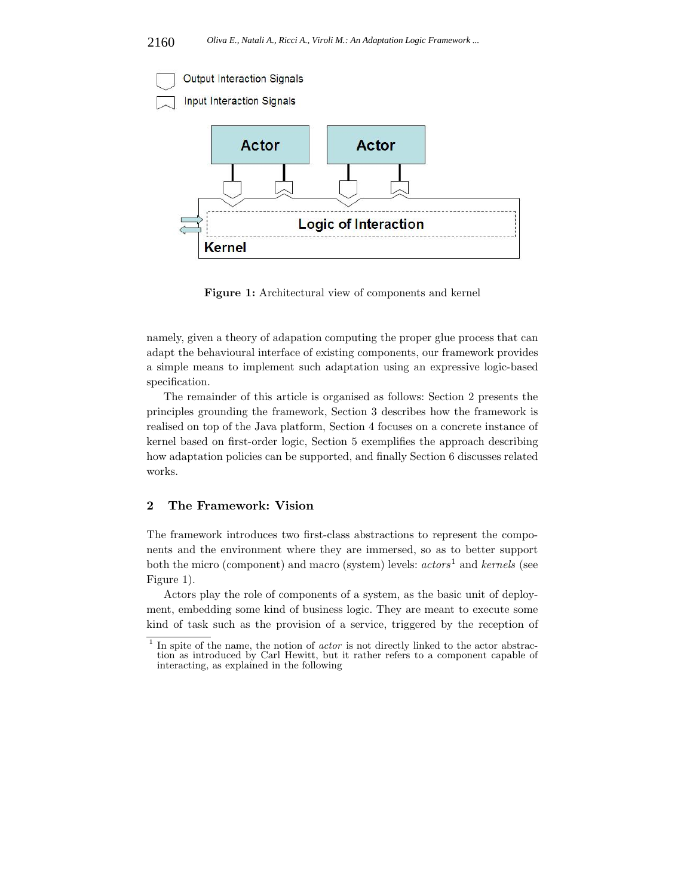Output Interaction Signals

Input Interaction Signals

Actor

Actor

Logic of Interaction

Kernel

**Figure 1:** Architectural view of components and kernel

namely, given a theory of adapation computing the proper glue process that can adapt the behavioural interface of existing components, our framework provides a simple means to implement such adaptation using an expressive logic-based specification.

The remainder of this article is organised as follows: Section 2 presents the principles grounding the framework, Section 3 describes how the framework is realised on top of the Java platform, Section 4 focuses on a concrete instance of kernel based on first-order logic, Section 5 exemplifies the approach describing how adaptation policies can be supported, and finally Section 6 discusses related works.

## 2 The Framework: Vision

The framework introduces two first-class abstractions to represent the components and the environment where they are immersed, so as to better support both the micro (component) and macro (system) levels: *actors*[1] and *kernels* (see Figure 1).

Actors play the role of components of a system, as the basic unit of deployment, embedding some kind of business logic. They are meant to execute some kind of task such as the provision of a service, triggered by the reception of

[1] In spite of the name, the notion of *actor* is not directly linked to the actor abstraction as introduced by Carl Hewitt, but it rather refers to a component capable of interacting, as explained in the following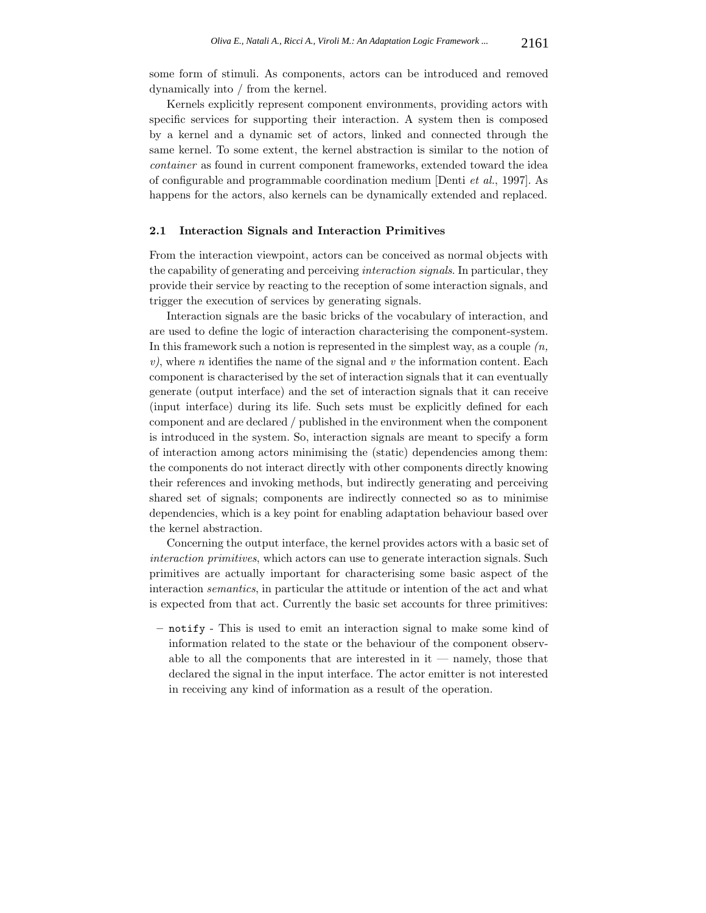some form of stimuli. As components, actors can be introduced and removed dynamically into / from the kernel.

Kernels explicitly represent component environments, providing actors with specific services for supporting their interaction. A system then is composed by a kernel and a dynamic set of actors, linked and connected through the same kernel. To some extent, the kernel abstraction is similar to the notion of *container* as found in current component frameworks, extended toward the idea of configurable and programmable coordination medium [Denti *et al.*, 1997]. As happens for the actors, also kernels can be dynamically extended and replaced.

### 2.1 Interaction Signals and Interaction Primitives

From the interaction viewpoint, actors can be conceived as normal objects with the capability of generating and perceiving *interaction signals*. In particular, they provide their service by reacting to the reception of some interaction signals, and trigger the execution of services by generating signals.

Interaction signals are the basic bricks of the vocabulary of interaction, and are used to define the logic of interaction characterising the component-system. In this framework such a notion is represented in the simplest way, as a couple $(n, v)$, where $n$ identifies the name of the signal and $v$ the information content. Each component is characterised by the set of interaction signals that it can eventually generate (output interface) and the set of interaction signals that it can receive (input interface) during its life. Such sets must be explicitly defined for each component and are declared / published in the environment when the component is introduced in the system. So, interaction signals are meant to specify a form of interaction among actors minimising the (static) dependencies among them: the components do not interact directly with other components directly knowing their references and invoking methods, but indirectly generating and perceiving shared set of signals; components are indirectly connected so as to minimise dependencies, which is a key point for enabling adaptation behaviour based over the kernel abstraction.

Concerning the output interface, the kernel provides actors with a basic set of *interaction primitives*, which actors can use to generate interaction signals. Such primitives are actually important for characterising some basic aspect of the interaction *semantics*, in particular the attitude or intention of the act and what is expected from that act. Currently the basic set accounts for three primitives:

- `notify` - This is used to emit an interaction signal to make some kind of information related to the state or the behaviour of the component observable to all the components that are interested in it — namely, those that declared the signal in the input interface. The actor emitter is not interested in receiving any kind of information as a result of the operation.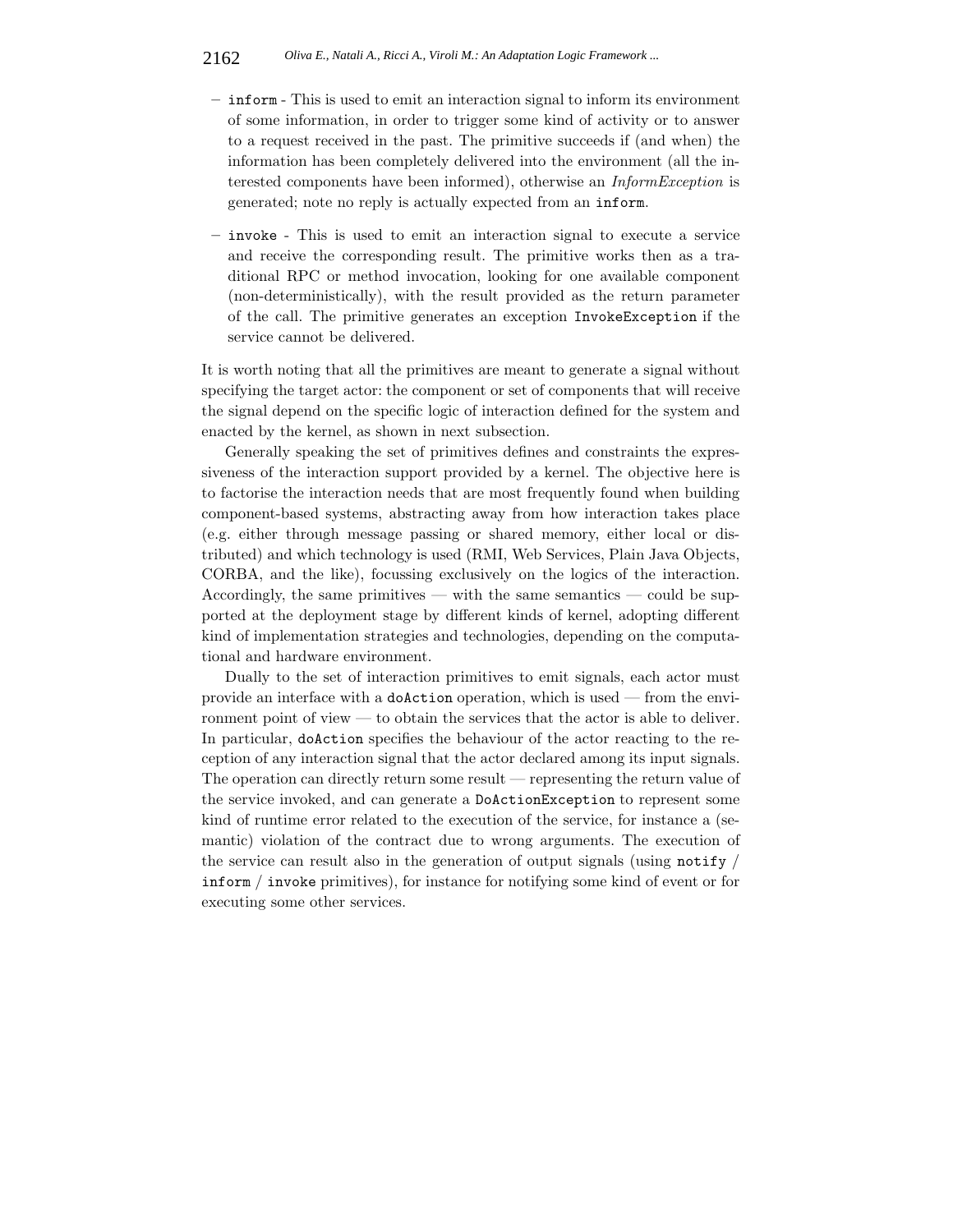- `inform` - This is used to emit an interaction signal to inform its environment of some information, in order to trigger some kind of activity or to answer to a request received in the past. The primitive succeeds if (and when) the information has been completely delivered into the environment (all the interested components have been informed), otherwise an *InformException* is generated; note no reply is actually expected from an `inform`.

- `invoke` - This is used to emit an interaction signal to execute a service and receive the corresponding result. The primitive works then as a traditional RPC or method invocation, looking for one available component (non-deterministically), with the result provided as the return parameter of the call. The primitive generates an exception `InvokeException` if the service cannot be delivered.

It is worth noting that all the primitives are meant to generate a signal without specifying the target actor: the component or set of components that will receive the signal depend on the specific logic of interaction defined for the system and enacted by the kernel, as shown in next subsection.

Generally speaking the set of primitives defines and constraints the expressiveness of the interaction support provided by a kernel. The objective here is to factorise the interaction needs that are most frequently found when building component-based systems, abstracting away from how interaction takes place (e.g. either through message passing or shared memory, either local or distributed) and which technology is used (RMI, Web Services, Plain Java Objects, CORBA, and the like), focussing exclusively on the logics of the interaction. Accordingly, the same primitives — with the same semantics — could be supported at the deployment stage by different kinds of kernel, adopting different kind of implementation strategies and technologies, depending on the computational and hardware environment.

Dually to the set of interaction primitives to emit signals, each actor must provide an interface with a `doAction` operation, which is used — from the environment point of view — to obtain the services that the actor is able to deliver. In particular, `doAction` specifies the behaviour of the actor reacting to the reception of any interaction signal that the actor declared among its input signals. The operation can directly return some result — representing the return value of the service invoked, and can generate a `DoActionException` to represent some kind of runtime error related to the execution of the service, for instance a (semantic) violation of the contract due to wrong arguments. The execution of the service can result also in the generation of output signals (using `notify` / `inform` / `invoke` primitives), for instance for notifying some kind of event or for executing some other services.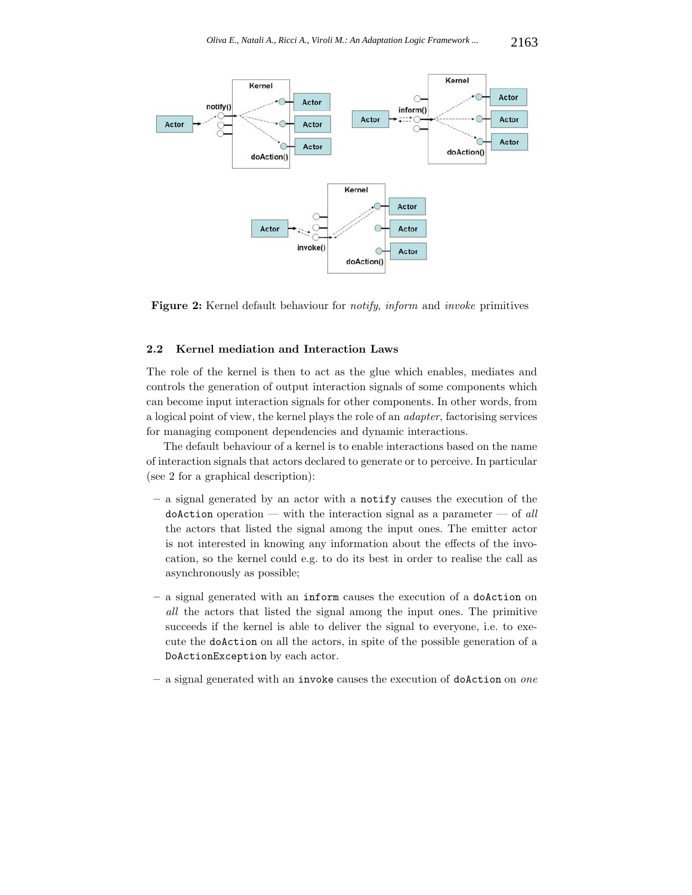**Figure 2:** Kernel default behaviour for *notify*, *inform* and *invoke* primitives

### 2.2 Kernel mediation and Interaction Laws

The role of the kernel is then to act as the glue which enables, mediates and controls the generation of output interaction signals of some components which can become input interaction signals for other components. In other words, from a logical point of view, the kernel plays the role of an *adapter*, factorising services for managing component dependencies and dynamic interactions.

The default behaviour of a kernel is to enable interactions based on the name of interaction signals that actors declared to generate or to perceive. In particular (see 2 for a graphical description):

- a signal generated by an actor with a `notify` causes the execution of the `doAction` operation — with the interaction signal as a parameter — of *all* the actors that listed the signal among the input ones. The emitter actor is not interested in knowing any information about the effects of the invocation, so the kernel could e.g. to do its best in order to realise the call as asynchronously as possible;
- a signal generated with an `inform` causes the execution of a `doAction` on *all* the actors that listed the signal among the input ones. The primitive succeeds if the kernel is able to deliver the signal to everyone, i.e. to execute the `doAction` on all the actors, in spite of the possible generation of a `DoActionException` by each actor.
- a signal generated with an `invoke` causes the execution of `doAction` on *one*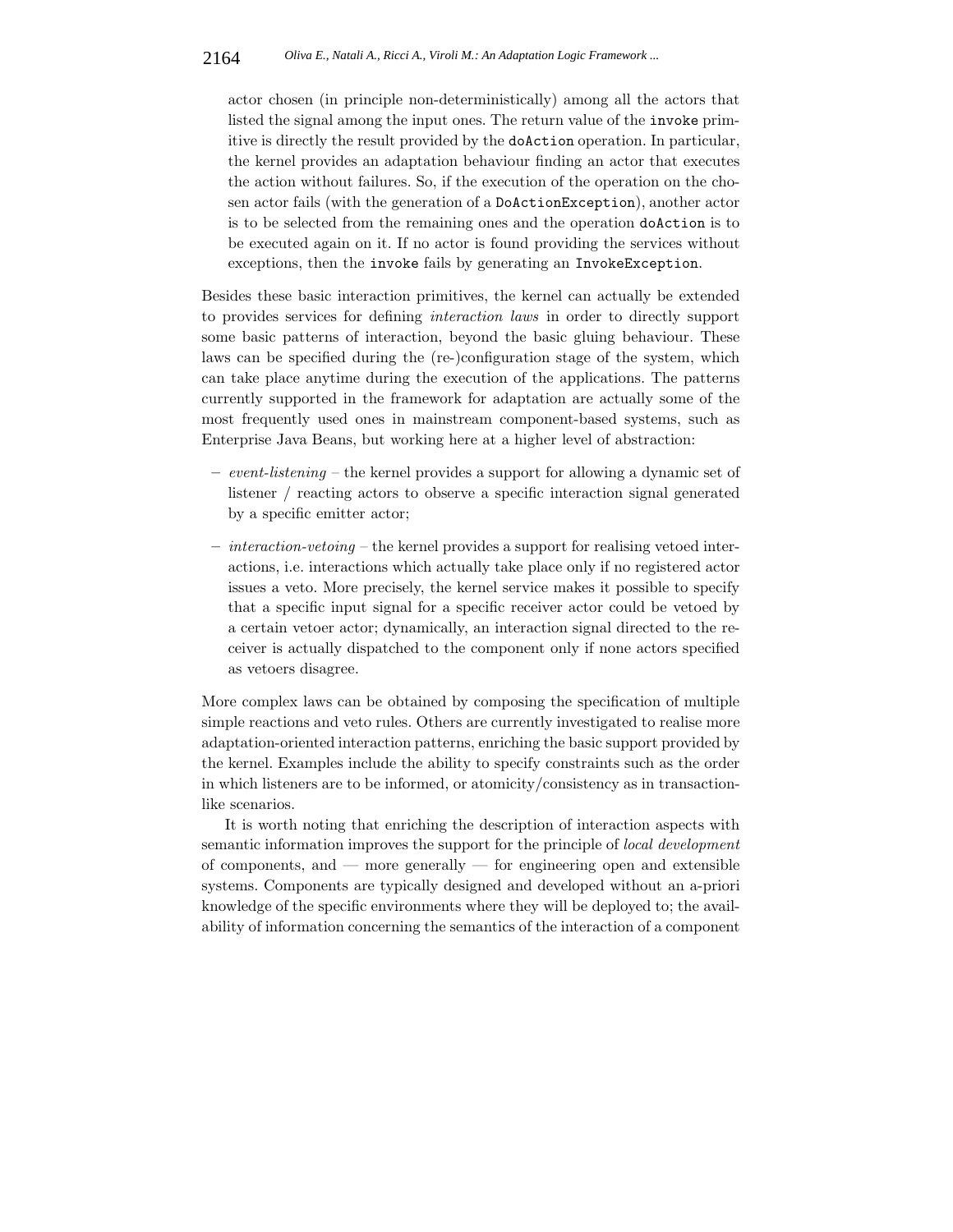actor chosen (in principle non-deterministically) among all the actors that listed the signal among the input ones. The return value of the `invoke` primitive is directly the result provided by the `doAction` operation. In particular, the kernel provides an adaptation behaviour finding an actor that executes the action without failures. So, if the execution of the operation on the chosen actor fails (with the generation of a `DoActionException`), another actor is to be selected from the remaining ones and the operation `doAction` is to be executed again on it. If no actor is found providing the services without exceptions, then the `invoke` fails by generating an `InvokeException`.

Besides these basic interaction primitives, the kernel can actually be extended to provides services for defining *interaction laws* in order to directly support some basic patterns of interaction, beyond the basic gluing behaviour. These laws can be specified during the (re-)configuration stage of the system, which can take place anytime during the execution of the applications. The patterns currently supported in the framework for adaptation are actually some of the most frequently used ones in mainstream component-based systems, such as Enterprise Java Beans, but working here at a higher level of abstraction:

– *event-listening* – the kernel provides a support for allowing a dynamic set of listener / reacting actors to observe a specific interaction signal generated by a specific emitter actor;

– *interaction-vetoing* – the kernel provides a support for realising vetoed interactions, i.e. interactions which actually take place only if no registered actor issues a veto. More precisely, the kernel service makes it possible to specify that a specific input signal for a specific receiver actor could be vetoed by a certain vetoer actor; dynamically, an interaction signal directed to the receiver is actually dispatched to the component only if none actors specified as vetoers disagree.

More complex laws can be obtained by composing the specification of multiple simple reactions and veto rules. Others are currently investigated to realise more adaptation-oriented interaction patterns, enriching the basic support provided by the kernel. Examples include the ability to specify constraints such as the order in which listeners are to be informed, or atomicity/consistency as in transaction-like scenarios.

It is worth noting that enriching the description of interaction aspects with semantic information improves the support for the principle of *local development* of components, and — more generally — for engineering open and extensible systems. Components are typically designed and developed without an a-priori knowledge of the specific environments where they will be deployed to; the availability of information concerning the semantics of the interaction of a component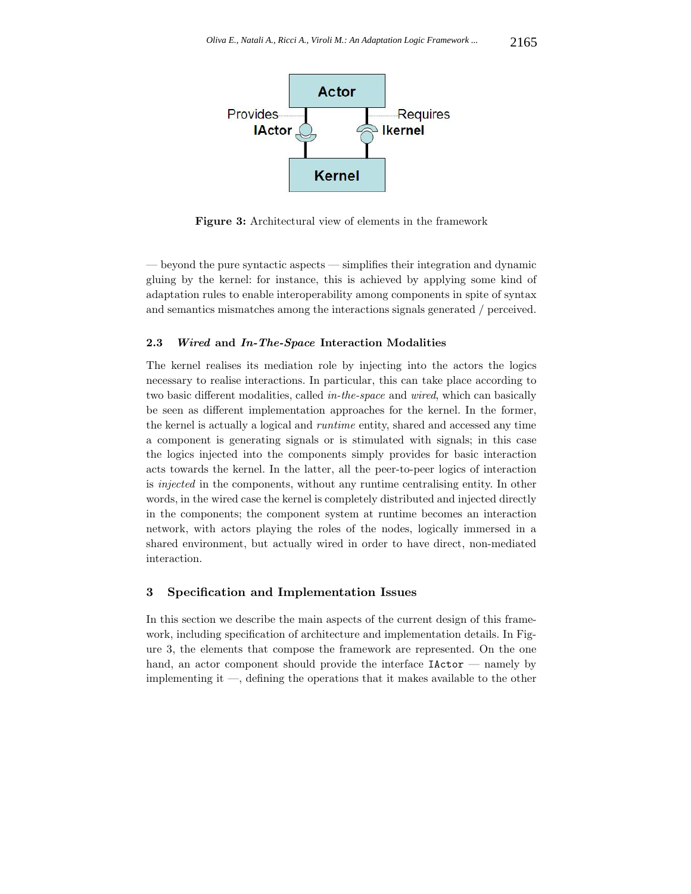**Figure 3:** Architectural view of elements in the framework

— beyond the pure syntactic aspects — simplifies their integration and dynamic gluing by the kernel: for instance, this is achieved by applying some kind of adaptation rules to enable interoperability among components in spite of syntax and semantics mismatches among the interactions signals generated / perceived.

### 2.3 *Wired* and *In-The-Space* Interaction Modalities

The kernel realises its mediation role by injecting into the actors the logics necessary to realise interactions. In particular, this can take place according to two basic different modalities, called *in-the-space* and *wired*, which can basically be seen as different implementation approaches for the kernel. In the former, the kernel is actually a logical and *runtime* entity, shared and accessed any time a component is generating signals or is stimulated with signals; in this case the logics injected into the components simply provides for basic interaction acts towards the kernel. In the latter, all the peer-to-peer logics of interaction is *injected* in the components, without any runtime centralising entity. In other words, in the wired case the kernel is completely distributed and injected directly in the components; the component system at runtime becomes an interaction network, with actors playing the roles of the nodes, logically immersed in a shared environment, but actually wired in order to have direct, non-mediated interaction.

## 3 Specification and Implementation Issues

In this section we describe the main aspects of the current design of this framework, including specification of architecture and implementation details. In Figure 3, the elements that compose the framework are represented. On the one hand, an actor component should provide the interface `IActor` — namely by implementing it —, defining the operations that it makes available to the other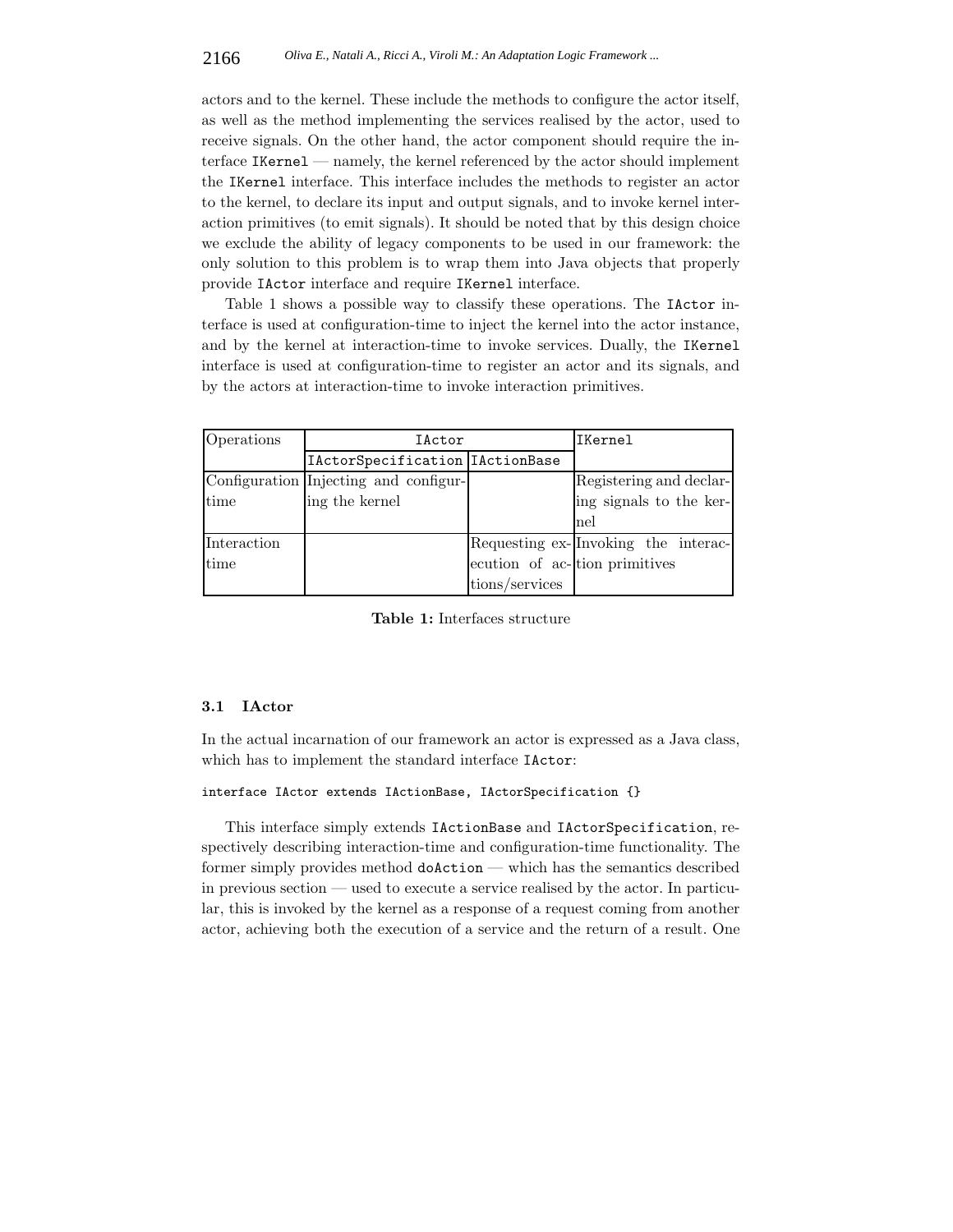actors and to the kernel. These include the methods to configure the actor itself, as well as the method implementing the services realised by the actor, used to receive signals. On the other hand, the actor component should require the interface `IKernel` — namely, the kernel referenced by the actor should implement the `IKernel` interface. This interface includes the methods to register an actor to the kernel, to declare its input and output signals, and to invoke kernel interaction primitives (to emit signals). It should be noted that by this design choice we exclude the ability of legacy components to be used in our framework: the only solution to this problem is to wrap them into Java objects that properly provide `IActor` interface and require `IKernel` interface.

Table 1 shows a possible way to classify these operations. The `IActor` interface is used at configuration-time to inject the kernel into the actor instance, and by the kernel at interaction-time to invoke services. Dually, the `IKernel` interface is used at configuration-time to register an actor and its signals, and by the actors at interaction-time to invoke interaction primitives.

| Operations | IActor | | IKernel |
|---|---|---|---|
| | IActorSpecification | IActionBase | |
| Configuration time | Injecting and configuring the kernel | | Registering and declaring signals to the kernel |
| Interaction time | | Requesting execution of actions/services | Invoking the interaction primitives |

**Table 1:** Interfaces structure

### 3.1 IActor

In the actual incarnation of our framework an actor is expressed as a Java class, which has to implement the standard interface `IActor`:

```
interface IActor extends IActionBase, IActorSpecification {}
```

This interface simply extends `IActionBase` and `IActorSpecification`, respectively describing interaction-time and configuration-time functionality. The former simply provides method `doAction` — which has the semantics described in previous section — used to execute a service realised by the actor. In particular, this is invoked by the kernel as a response of a request coming from another actor, achieving both the execution of a service and the return of a result. One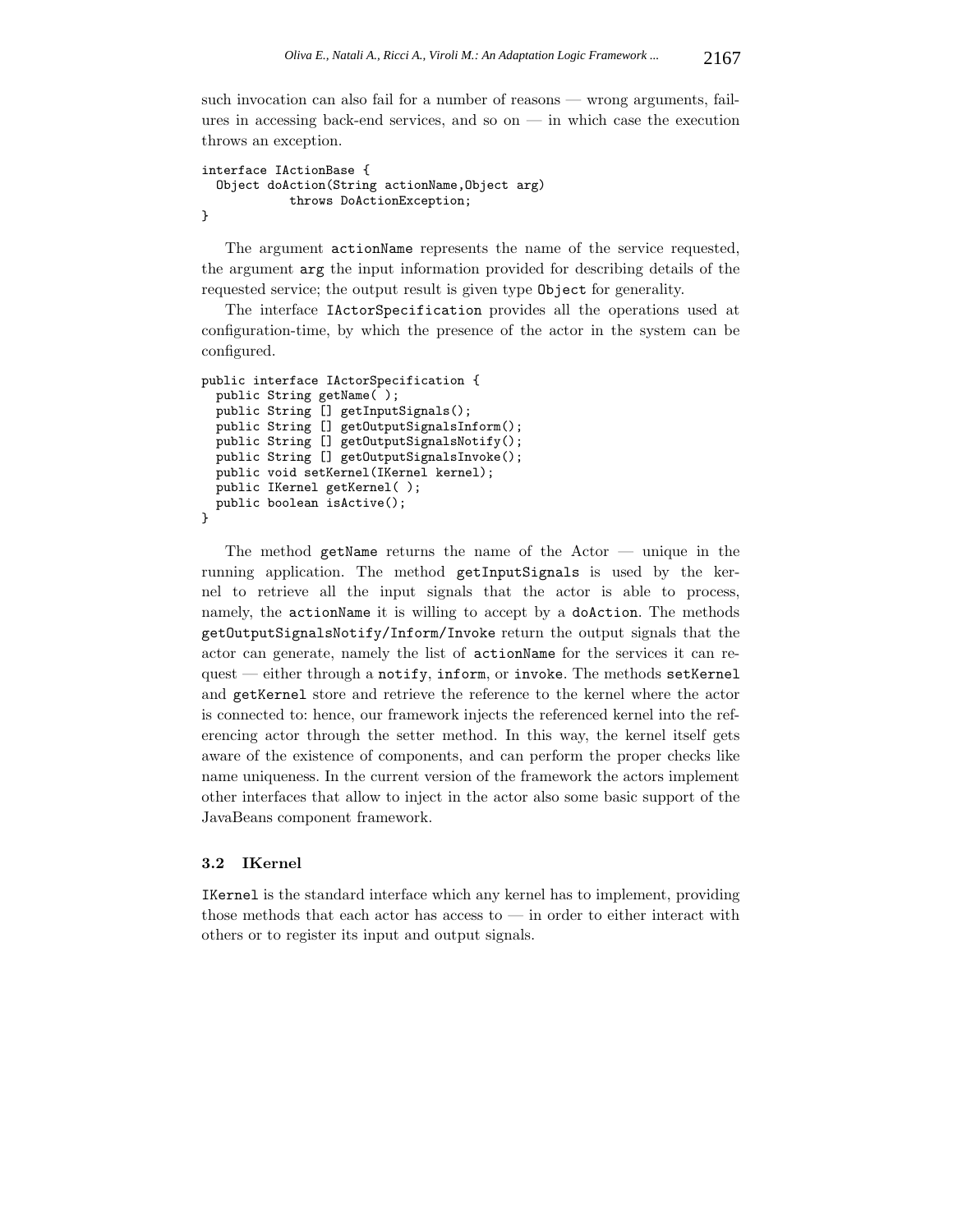such invocation can also fail for a number of reasons — wrong arguments, failures in accessing back-end services, and so on — in which case the execution throws an exception.

```
interface IActionBase {
  Object doAction(String actionName,Object arg)
            throws DoActionException;
}
```

The argument `actionName` represents the name of the service requested, the argument `arg` the input information provided for describing details of the requested service; the output result is given type `Object` for generality.

The interface `IActorSpecification` provides all the operations used at configuration-time, by which the presence of the actor in the system can be configured.

```
public interface IActorSpecification {
  public String getName( );
  public String [] getInputSignals();
  public String [] getOutputSignalsInform();
  public String [] getOutputSignalsNotify();
  public String [] getOutputSignalsInvoke();
  public void setKernel(IKernel kernel);
  public IKernel getKernel( );
  public boolean isActive();
}
```

The method `getName` returns the name of the Actor — unique in the running application. The method `getInputSignals` is used by the kernel to retrieve all the input signals that the actor is able to process, namely, the `actionName` it is willing to accept by a `doAction`. The methods `getOutputSignalsNotify/Inform/Invoke` return the output signals that the actor can generate, namely the list of `actionName` for the services it can request — either through a `notify`, `inform`, or `invoke`. The methods `setKernel` and `getKernel` store and retrieve the reference to the kernel where the actor is connected to: hence, our framework injects the referenced kernel into the referencing actor through the setter method. In this way, the kernel itself gets aware of the existence of components, and can perform the proper checks like name uniqueness. In the current version of the framework the actors implement other interfaces that allow to inject in the actor also some basic support of the JavaBeans component framework.

### 3.2 IKernel

`IKernel` is the standard interface which any kernel has to implement, providing those methods that each actor has access to — in order to either interact with others or to register its input and output signals.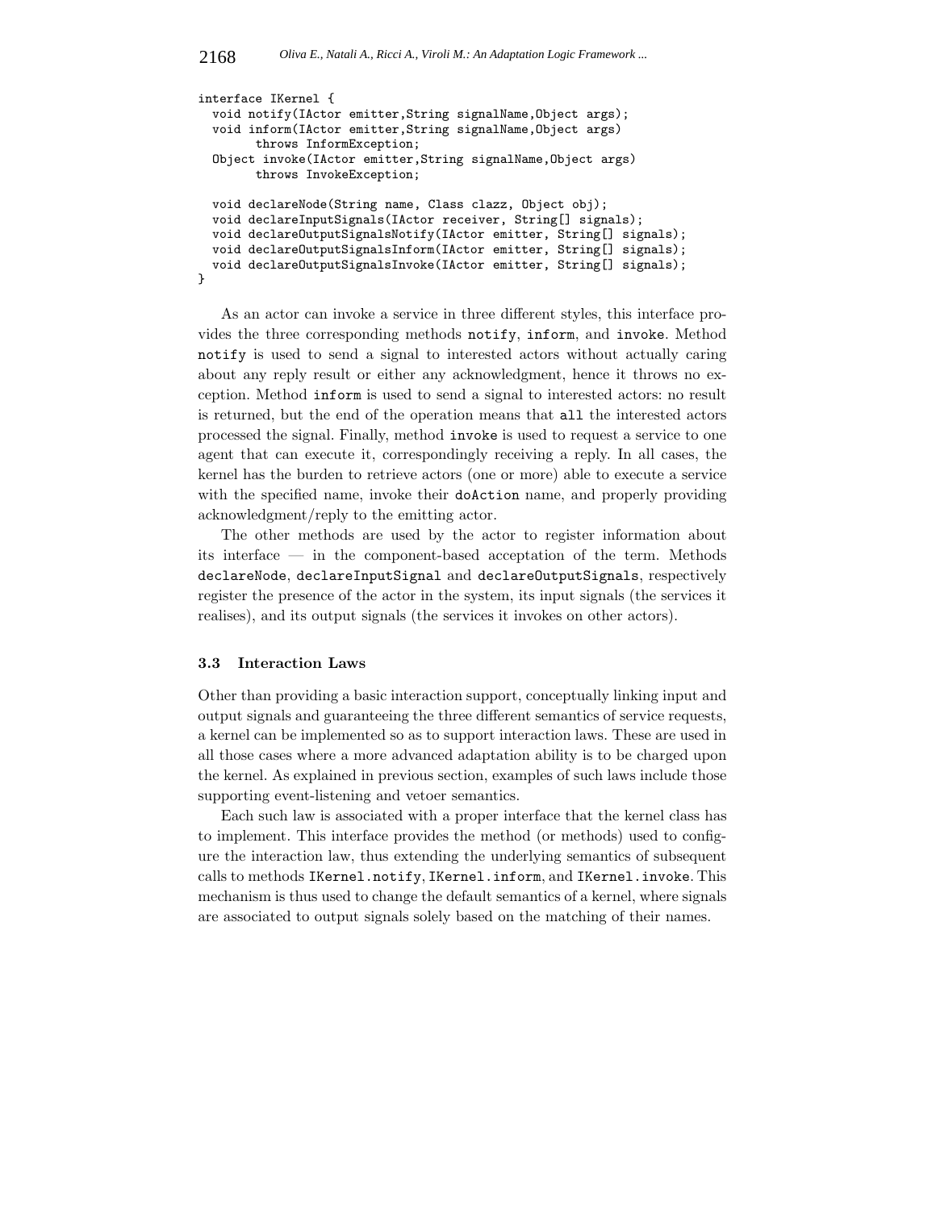```
interface IKernel {
  void notify(IActor emitter,String signalName,Object args);
  void inform(IActor emitter,String signalName,Object args)
        throws InformException;
  Object invoke(IActor emitter,String signalName,Object args)
        throws InvokeException;

  void declareNode(String name, Class clazz, Object obj);
  void declareInputSignals(IActor receiver, String[] signals);
  void declareOutputSignalsNotify(IActor emitter, String[] signals);
  void declareOutputSignalsInform(IActor emitter, String[] signals);
  void declareOutputSignalsInvoke(IActor emitter, String[] signals);
}
```

As an actor can invoke a service in three different styles, this interface provides the three corresponding methods `notify`, `inform`, and `invoke`. Method `notify` is used to send a signal to interested actors without actually caring about any reply result or either any acknowledgment, hence it throws no exception. Method `inform` is used to send a signal to interested actors: no result is returned, but the end of the operation means that `all` the interested actors processed the signal. Finally, method `invoke` is used to request a service to one agent that can execute it, correspondingly receiving a reply. In all cases, the kernel has the burden to retrieve actors (one or more) able to execute a service with the specified name, invoke their `doAction` name, and properly providing acknowledgment/reply to the emitting actor.

The other methods are used by the actor to register information about its interface — in the component-based acceptation of the term. Methods `declareNode`, `declareInputSignal` and `declareOutputSignals`, respectively register the presence of the actor in the system, its input signals (the services it realises), and its output signals (the services it invokes on other actors).

### 3.3 Interaction Laws

Other than providing a basic interaction support, conceptually linking input and output signals and guaranteeing the three different semantics of service requests, a kernel can be implemented so as to support interaction laws. These are used in all those cases where a more advanced adaptation ability is to be charged upon the kernel. As explained in previous section, examples of such laws include those supporting event-listening and vetoer semantics.

Each such law is associated with a proper interface that the kernel class has to implement. This interface provides the method (or methods) used to configure the interaction law, thus extending the underlying semantics of subsequent calls to methods `IKernel.notify`, `IKernel.inform`, and `IKernel.invoke`. This mechanism is thus used to change the default semantics of a kernel, where signals are associated to output signals solely based on the matching of their names.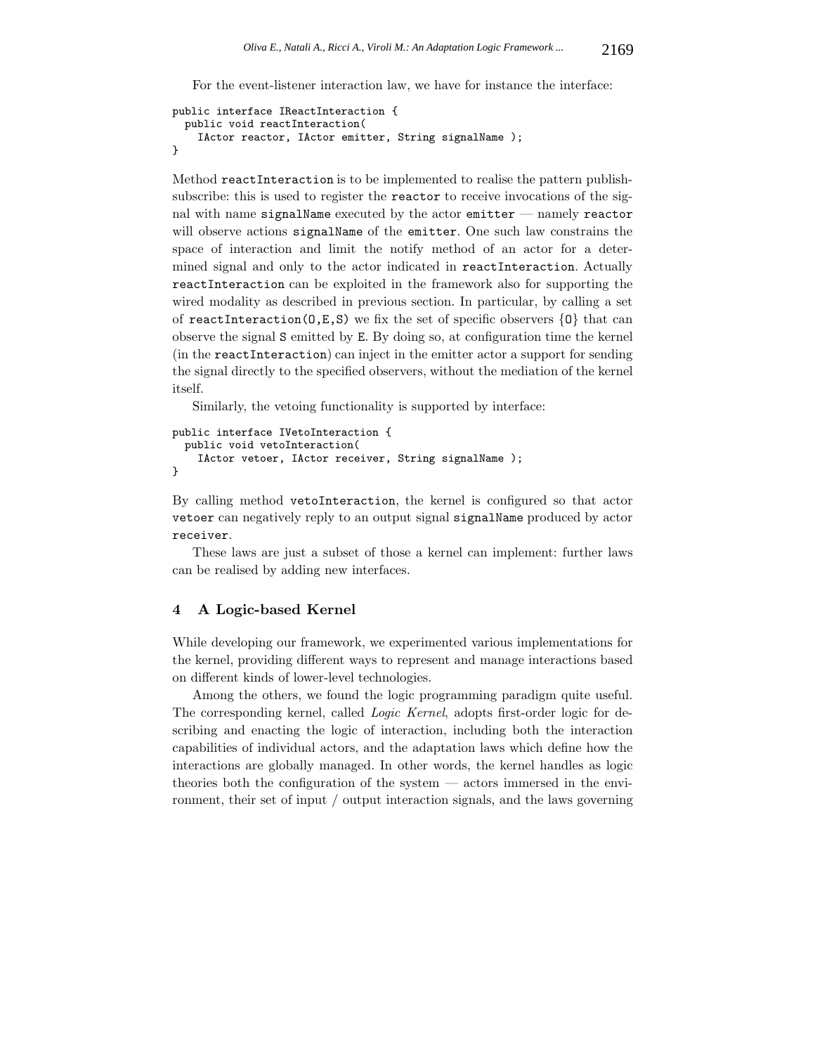For the event-listener interaction law, we have for instance the interface:

```
public interface IReactInteraction {
  public void reactInteraction(
    IActor reactor, IActor emitter, String signalName );
}
```

Method `reactInteraction` is to be implemented to realise the pattern publish-subscribe: this is used to register the `reactor` to receive invocations of the signal with name `signalName` executed by the actor `emitter` — namely `reactor` will observe actions `signalName` of the `emitter`. One such law constrains the space of interaction and limit the notify method of an actor for a determined signal and only to the actor indicated in `reactInteraction`. Actually `reactInteraction` can be exploited in the framework also for supporting the wired modality as described in previous section. In particular, by calling a set of `reactInteraction(O,E,S)` we fix the set of specific observers `{O}` that can observe the signal `S` emitted by `E`. By doing so, at configuration time the kernel (in the `reactInteraction`) can inject in the emitter actor a support for sending the signal directly to the specified observers, without the mediation of the kernel itself.

Similarly, the vetoing functionality is supported by interface:

```
public interface IVetoInteraction {
  public void vetoInteraction(
    IActor vetoer, IActor receiver, String signalName );
}
```

By calling method `vetoInteraction`, the kernel is configured so that actor `vetoer` can negatively reply to an output signal `signalName` produced by actor `receiver`.

These laws are just a subset of those a kernel can implement: further laws can be realised by adding new interfaces.

## 4 A Logic-based Kernel

While developing our framework, we experimented various implementations for the kernel, providing different ways to represent and manage interactions based on different kinds of lower-level technologies.

Among the others, we found the logic programming paradigm quite useful. The corresponding kernel, called *Logic Kernel*, adopts first-order logic for describing and enacting the logic of interaction, including both the interaction capabilities of individual actors, and the adaptation laws which define how the interactions are globally managed. In other words, the kernel handles as logic theories both the configuration of the system — actors immersed in the environment, their set of input / output interaction signals, and the laws governing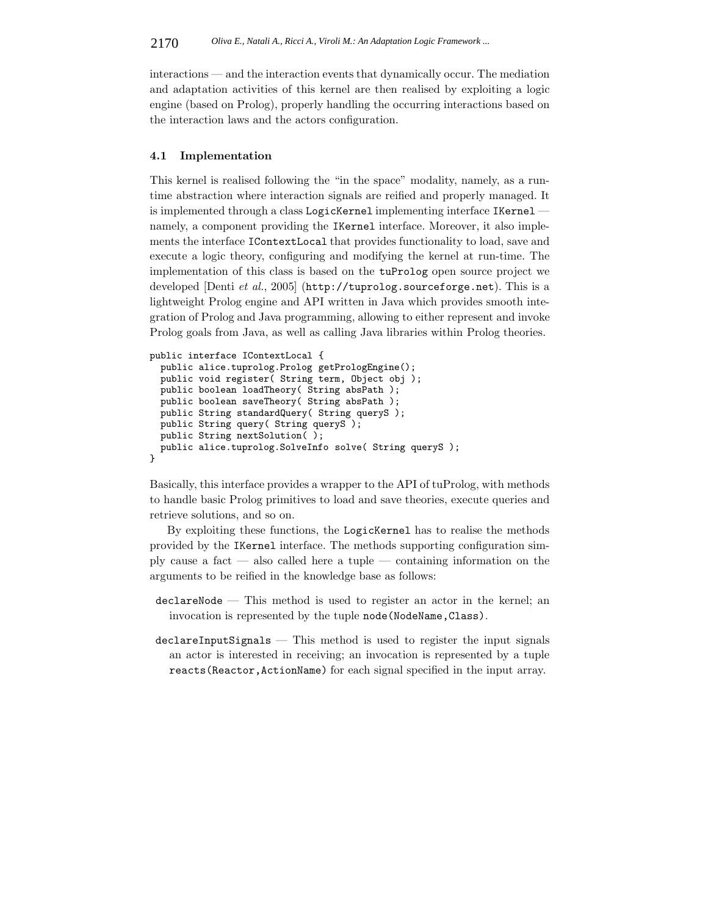interactions — and the interaction events that dynamically occur. The mediation and adaptation activities of this kernel are then realised by exploiting a logic engine (based on Prolog), properly handling the occurring interactions based on the interaction laws and the actors configuration.

### 4.1 Implementation

This kernel is realised following the “in the space” modality, namely, as a run-time abstraction where interaction signals are reified and properly managed. It is implemented through a class `LogicKernel` implementing interface `IKernel` — namely, a component providing the `IKernel` interface. Moreover, it also implements the interface `IContextLocal` that provides functionality to load, save and execute a logic theory, configuring and modifying the kernel at run-time. The implementation of this class is based on the `tuProlog` open source project we developed [Denti *et al.*, 2005] (`http://tuprolog.sourceforge.net`). This is a lightweight Prolog engine and API written in Java which provides smooth integration of Prolog and Java programming, allowing to either represent and invoke Prolog goals from Java, as well as calling Java libraries within Prolog theories.

```
public interface IContextLocal {
  public alice.tuprolog.Prolog getPrologEngine();
  public void register( String term, Object obj );
  public boolean loadTheory( String absPath );
  public boolean saveTheory( String absPath );
  public String standardQuery( String queryS );
  public String query( String queryS );
  public String nextSolution( );
  public alice.tuprolog.SolveInfo solve( String queryS );
}
```

Basically, this interface provides a wrapper to the API of tuProlog, with methods to handle basic Prolog primitives to load and save theories, execute queries and retrieve solutions, and so on.

By exploiting these functions, the `LogicKernel` has to realise the methods provided by the `IKernel` interface. The methods supporting configuration simply cause a fact — also called here a tuple — containing information on the arguments to be reified in the knowledge base as follows:

- `declareNode` — This method is used to register an actor in the kernel; an invocation is represented by the tuple `node(NodeName,Class)`.
- `declareInputSignals` — This method is used to register the input signals an actor is interested in receiving; an invocation is represented by a tuple `reacts(Reactor,ActionName)` for each signal specified in the input array.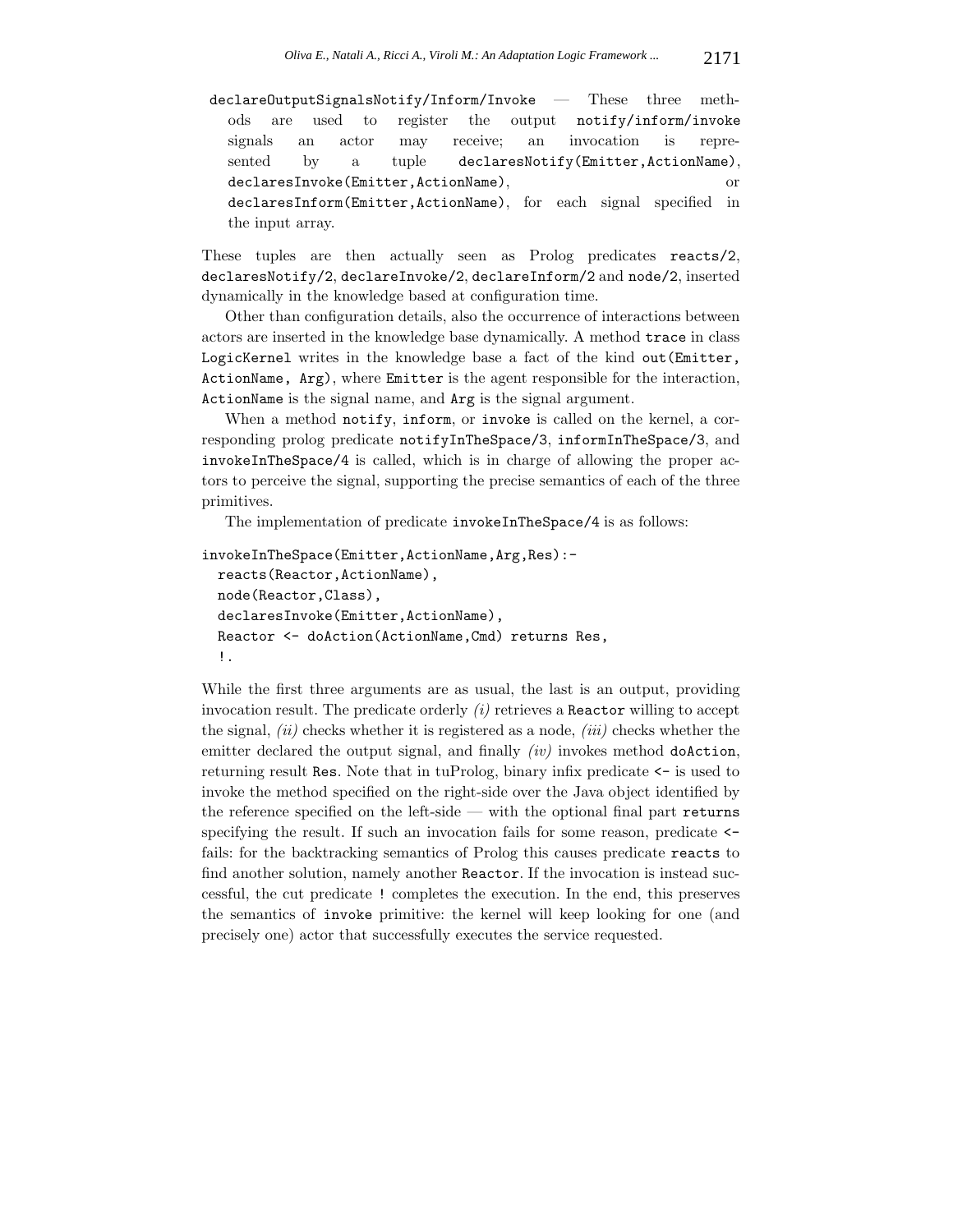`declareOutputSignalsNotify/Inform/Invoke` — These three methods are used to register the output `notify/inform/invoke` signals an actor may receive; an invocation is represented by a tuple `declaresNotify(Emitter,ActionName)`, `declaresInvoke(Emitter,ActionName)`, or `declaresInform(Emitter,ActionName)`, for each signal specified in the input array.

These tuples are then actually seen as Prolog predicates `reacts/2`, `declaresNotify/2`, `declareInvoke/2`, `declareInform/2` and `node/2`, inserted dynamically in the knowledge based at configuration time.

Other than configuration details, also the occurrence of interactions between actors are inserted in the knowledge base dynamically. A method `trace` in class `LogicKernel` writes in the knowledge base a fact of the kind `out(Emitter, ActionName, Arg)`, where `Emitter` is the agent responsible for the interaction, `ActionName` is the signal name, and `Arg` is the signal argument.

When a method `notify`, `inform`, or `invoke` is called on the kernel, a corresponding prolog predicate `notifyInTheSpace/3`, `informInTheSpace/3`, and `invokeInTheSpace/4` is called, which is in charge of allowing the proper actors to perceive the signal, supporting the precise semantics of each of the three primitives.

The implementation of predicate `invokeInTheSpace/4` is as follows:

```
invokeInTheSpace(Emitter,ActionName,Arg,Res):-
  reacts(Reactor,ActionName),
  node(Reactor,Class),
  declaresInvoke(Emitter,ActionName),
  Reactor <- doAction(ActionName,Cmd) returns Res,
  !.
```

While the first three arguments are as usual, the last is an output, providing invocation result. The predicate orderly *(i)* retrieves a `Reactor` willing to accept the signal, *(ii)* checks whether it is registered as a node, *(iii)* checks whether the emitter declared the output signal, and finally *(iv)* invokes method `doAction`, returning result `Res`. Note that in tuProlog, binary infix predicate `<-` is used to invoke the method specified on the right-side over the Java object identified by the reference specified on the left-side — with the optional final part `returns` specifying the result. If such an invocation fails for some reason, predicate `<-` fails: for the backtracking semantics of Prolog this causes predicate `reacts` to find another solution, namely another `Reactor`. If the invocation is instead successful, the cut predicate `!` completes the execution. In the end, this preserves the semantics of `invoke` primitive: the kernel will keep looking for one (and precisely one) actor that successfully executes the service requested.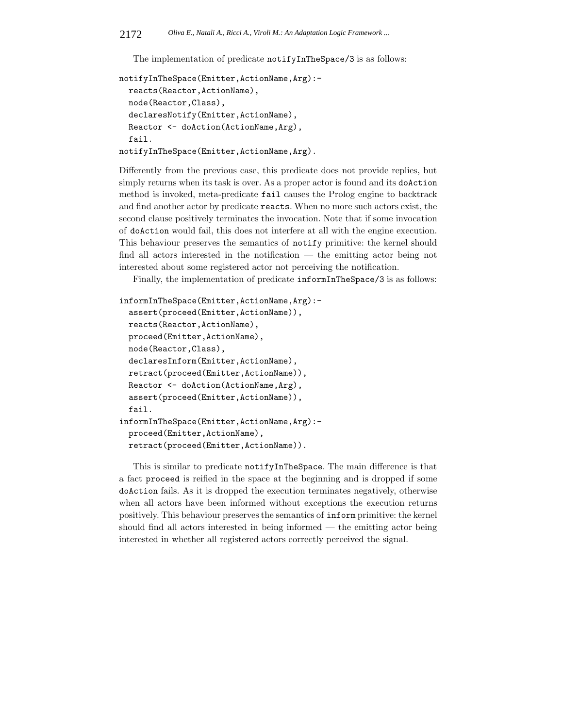The implementation of predicate `notifyInTheSpace/3` is as follows:

```
notifyInTheSpace(Emitter,ActionName,Arg):-
  reacts(Reactor,ActionName),
  node(Reactor,Class),
  declaresNotify(Emitter,ActionName),
  Reactor <- doAction(ActionName,Arg),
  fail.
notifyInTheSpace(Emitter,ActionName,Arg).
```

Differently from the previous case, this predicate does not provide replies, but simply returns when its task is over. As a proper actor is found and its `doAction` method is invoked, meta-predicate `fail` causes the Prolog engine to backtrack and find another actor by predicate `reacts`. When no more such actors exist, the second clause positively terminates the invocation. Note that if some invocation of `doAction` would fail, this does not interfere at all with the engine execution. This behaviour preserves the semantics of `notify` primitive: the kernel should find all actors interested in the notification — the emitting actor being not interested about some registered actor not perceiving the notification.

Finally, the implementation of predicate `informInTheSpace/3` is as follows:

```
informInTheSpace(Emitter,ActionName,Arg):-
  assert(proceed(Emitter,ActionName)),
  reacts(Reactor,ActionName),
  proceed(Emitter,ActionName),
  node(Reactor,Class),
  declaresInform(Emitter,ActionName),
  retract(proceed(Emitter,ActionName)),
  Reactor <- doAction(ActionName,Arg),
  assert(proceed(Emitter,ActionName)),
  fail.
informInTheSpace(Emitter,ActionName,Arg):-
  proceed(Emitter,ActionName),
  retract(proceed(Emitter,ActionName)).
```

This is similar to predicate `notifyInTheSpace`. The main difference is that a fact `proceed` is reified in the space at the beginning and is dropped if some `doAction` fails. As it is dropped the execution terminates negatively, otherwise when all actors have been informed without exceptions the execution returns positively. This behaviour preserves the semantics of `inform` primitive: the kernel should find all actors interested in being informed — the emitting actor being interested in whether all registered actors correctly perceived the signal.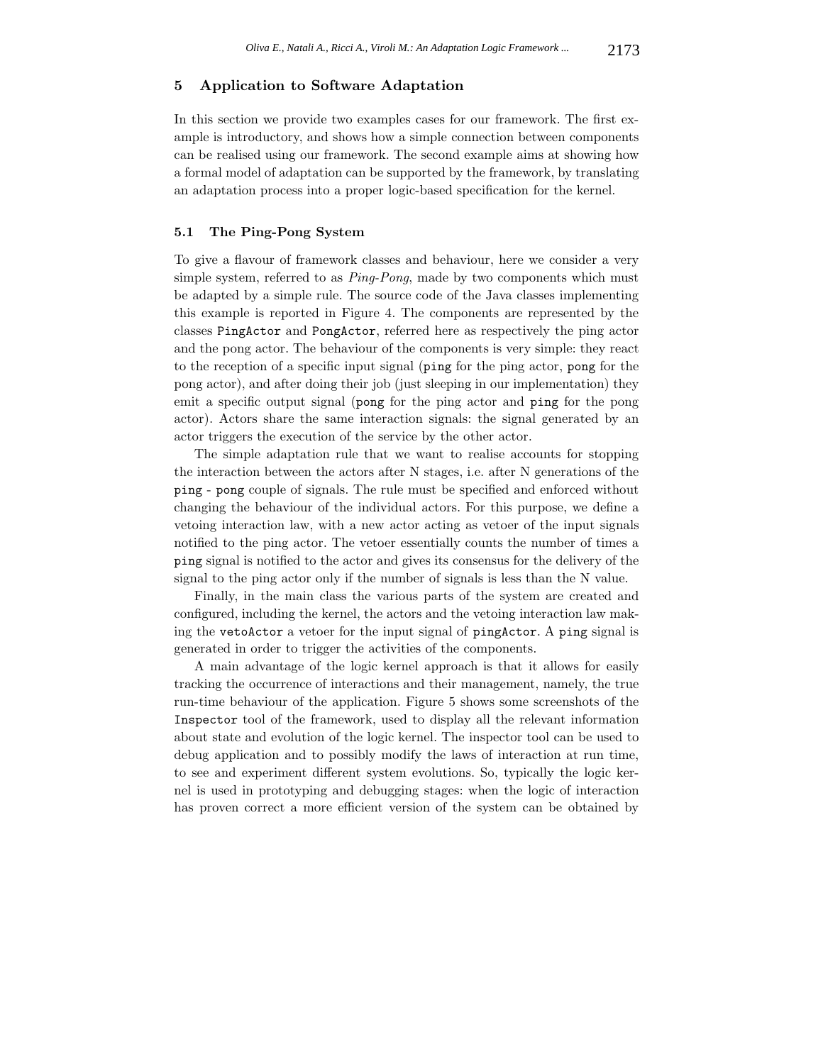## 5 Application to Software Adaptation

In this section we provide two examples cases for our framework. The first example is introductory, and shows how a simple connection between components can be realised using our framework. The second example aims at showing how a formal model of adaptation can be supported by the framework, by translating an adaptation process into a proper logic-based specification for the kernel.

### 5.1 The Ping-Pong System

To give a flavour of framework classes and behaviour, here we consider a very simple system, referred to as *Ping-Pong*, made by two components which must be adapted by a simple rule. The source code of the Java classes implementing this example is reported in Figure 4. The components are represented by the classes `PingActor` and `PongActor`, referred here as respectively the ping actor and the pong actor. The behaviour of the components is very simple: they react to the reception of a specific input signal (`ping` for the ping actor, `pong` for the pong actor), and after doing their job (just sleeping in our implementation) they emit a specific output signal (`pong` for the ping actor and `ping` for the pong actor). Actors share the same interaction signals: the signal generated by an actor triggers the execution of the service by the other actor.

The simple adaptation rule that we want to realise accounts for stopping the interaction between the actors after N stages, i.e. after N generations of the `ping` - `pong` couple of signals. The rule must be specified and enforced without changing the behaviour of the individual actors. For this purpose, we define a vetoing interaction law, with a new actor acting as vetoer of the input signals notified to the ping actor. The vetoer essentially counts the number of times a `ping` signal is notified to the actor and gives its consensus for the delivery of the signal to the ping actor only if the number of signals is less than the N value.

Finally, in the main class the various parts of the system are created and configured, including the kernel, the actors and the vetoing interaction law making the `vetoActor` a vetoer for the input signal of `pingActor`. A `ping` signal is generated in order to trigger the activities of the components.

A main advantage of the logic kernel approach is that it allows for easily tracking the occurrence of interactions and their management, namely, the true run-time behaviour of the application. Figure 5 shows some screenshots of the `Inspector` tool of the framework, used to display all the relevant information about state and evolution of the logic kernel. The inspector tool can be used to debug application and to possibly modify the laws of interaction at run time, to see and experiment different system evolutions. So, typically the logic kernel is used in prototyping and debugging stages: when the logic of interaction has proven correct a more efficient version of the system can be obtained by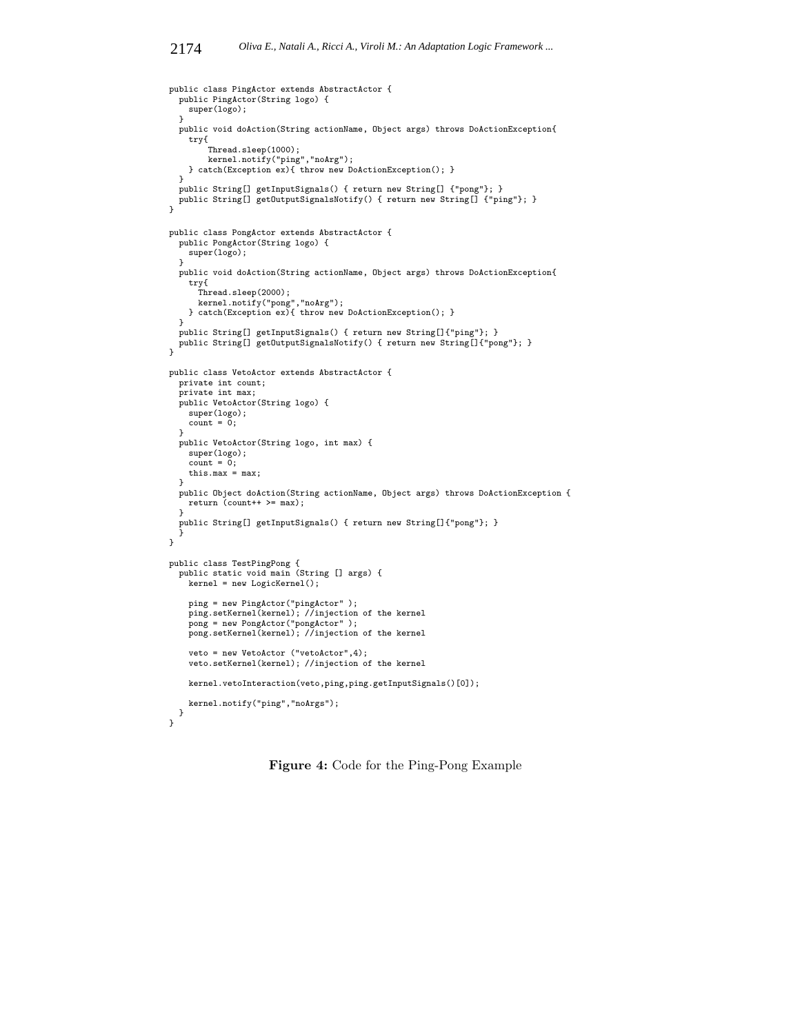```
public class PingActor extends AbstractActor {
  public PingActor(String logo) {
    super(logo);
  }
  public void doAction(String actionName, Object args) throws DoActionException{
    try{
        Thread.sleep(1000);
        kernel.notify("ping","noArg");
    } catch(Exception ex){ throw new DoActionException(); }
  }
  public String[] getInputSignals() { return new String[] {"pong"}; }
  public String[] getOutputSignalsNotify() { return new String[] {"ping"}; }
}

public class PongActor extends AbstractActor {
  public PongActor(String logo) {
    super(logo);
  }
  public void doAction(String actionName, Object args) throws DoActionException{
    try{
      Thread.sleep(2000);
      kernel.notify("pong","noArg");
    } catch(Exception ex){ throw new DoActionException(); }
  }
  public String[] getInputSignals() { return new String[]{"ping"}; }
  public String[] getOutputSignalsNotify() { return new String[]{"pong"}; }
}

public class VetoActor extends AbstractActor {
  private int count;
  private int max;
  public VetoActor(String logo) {
    super(logo);
    count = 0;
  }
  public VetoActor(String logo, int max) {
    super(logo);
    count = 0;
    this.max = max;
  }
  public Object doAction(String actionName, Object args) throws DoActionException {
    return (count++ >= max);
  }
  public String[] getInputSignals() { return new String[]{"pong"}; }
  }
}

public class TestPingPong {
  public static void main (String [] args) {
    kernel = new LogicKernel();

    ping = new PingActor("pingActor" );
    ping.setKernel(kernel); //injection of the kernel
    pong = new PongActor("pongActor" );
    pong.setKernel(kernel); //injection of the kernel

    veto = new VetoActor ("vetoActor",4);
    veto.setKernel(kernel); //injection of the kernel

    kernel.vetoInteraction(veto,ping,ping.getInputSignals()[0]);

    kernel.notify("ping","noArgs");
  }
}
```

**Figure 4:** Code for the Ping-Pong Example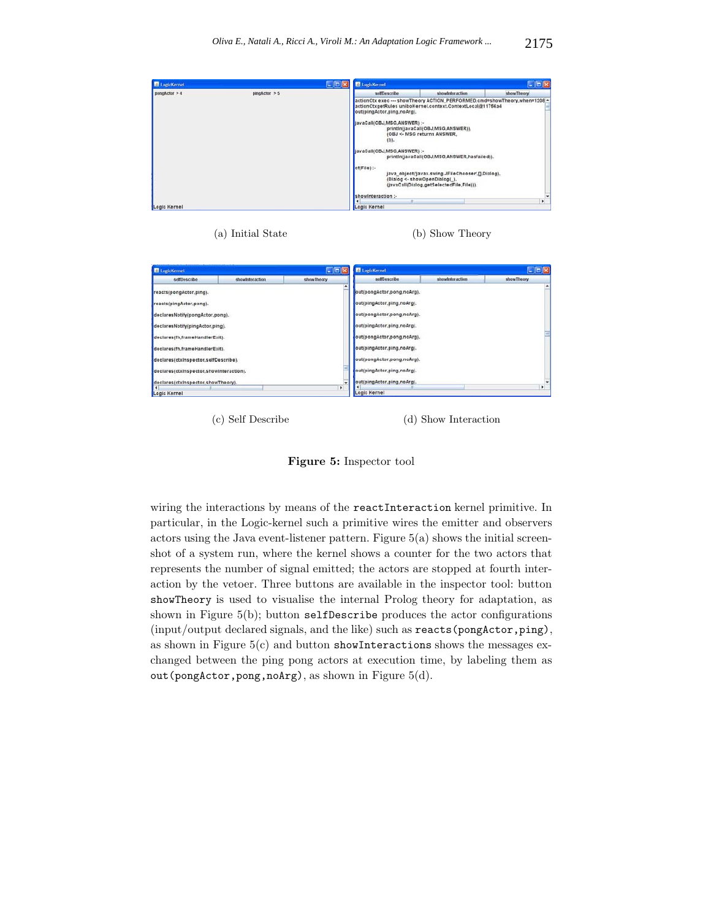(a) Initial State

(b) Show Theory

(c) Self Describe

(d) Show Interaction

**Figure 5:** Inspector tool

wiring the interactions by means of the `reactInteraction` kernel primitive. In particular, in the Logic-kernel such a primitive wires the emitter and observers actors using the Java event-listener pattern. Figure 5(a) shows the initial screenshot of a system run, where the kernel shows a counter for the two actors that represents the number of signal emitted; the actors are stopped at fourth interaction by the vetoer. Three buttons are available in the inspector tool: button `showTheory` is used to visualise the internal Prolog theory for adaptation, as shown in Figure 5(b); button `selfDescribe` produces the actor configurations (input/output declared signals, and the like) such as `reacts(pongActor,ping)`, as shown in Figure 5(c) and button `showInteractions` shows the messages exchanged between the ping pong actors at execution time, by labeling them as `out(pongActor,pong,noArg)`, as shown in Figure 5(d).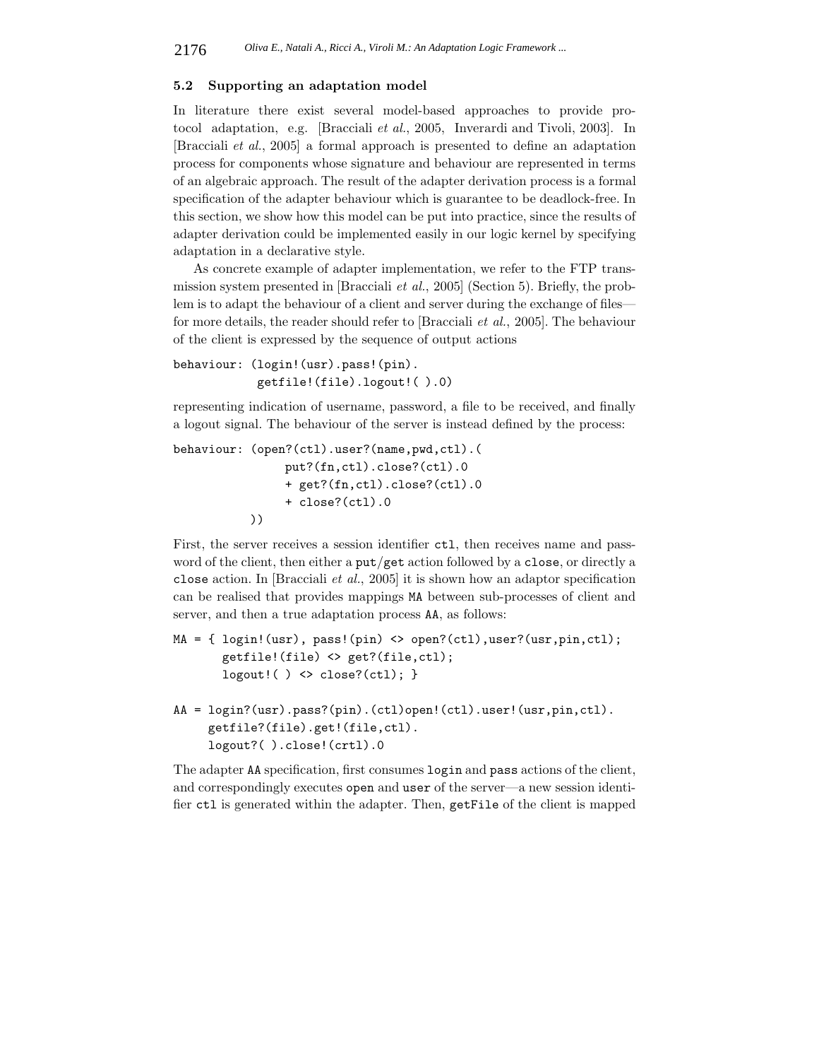### 5.2 Supporting an adaptation model

In literature there exist several model-based approaches to provide protocol adaptation, e.g. [Bracciali *et al.*, 2005, Inverardi and Tivoli, 2003]. In [Bracciali *et al.*, 2005] a formal approach is presented to define an adaptation process for components whose signature and behaviour are represented in terms of an algebraic approach. The result of the adapter derivation process is a formal specification of the adapter behaviour which is guarantee to be deadlock-free. In this section, we show how this model can be put into practice, since the results of adapter derivation could be implemented easily in our logic kernel by specifying adaptation in a declarative style.

As concrete example of adapter implementation, we refer to the FTP transmission system presented in [Bracciali *et al.*, 2005] (Section 5). Briefly, the problem is to adapt the behaviour of a client and server during the exchange of files—for more details, the reader should refer to [Bracciali *et al.*, 2005]. The behaviour of the client is expressed by the sequence of output actions

```
behaviour: (login!(usr).pass!(pin).
            getfile!(file).logout!( ).0)
```

representing indication of username, password, a file to be received, and finally a logout signal. The behaviour of the server is instead defined by the process:

```
behaviour: (open?(ctl).user?(name,pwd,ctl).(
                put?(fn,ctl).close?(ctl).0
                + get?(fn,ctl).close?(ctl).0
                + close?(ctl).0
           ))
```

First, the server receives a session identifier `ctl`, then receives name and password of the client, then either a `put`/`get` action followed by a `close`, or directly a `close` action. In [Bracciali *et al.*, 2005] it is shown how an adaptor specification can be realised that provides mappings `MA` between sub-processes of client and server, and then a true adaptation process `AA`, as follows:

```
MA = { login!(usr), pass!(pin) <> open?(ctl),user?(usr,pin,ctl);
       getfile!(file) <> get?(file,ctl);
       logout!( ) <> close?(ctl); }

AA = login?(usr).pass?(pin).(ctl)open!(ctl).user!(usr,pin,ctl).
     getfile?(file).get!(file,ctl).
     logout?( ).close!(crtl).0
```

The adapter `AA` specification, first consumes `login` and `pass` actions of the client, and correspondingly executes `open` and `user` of the server—a new session identifier `ctl` is generated within the adapter. Then, `getFile` of the client is mapped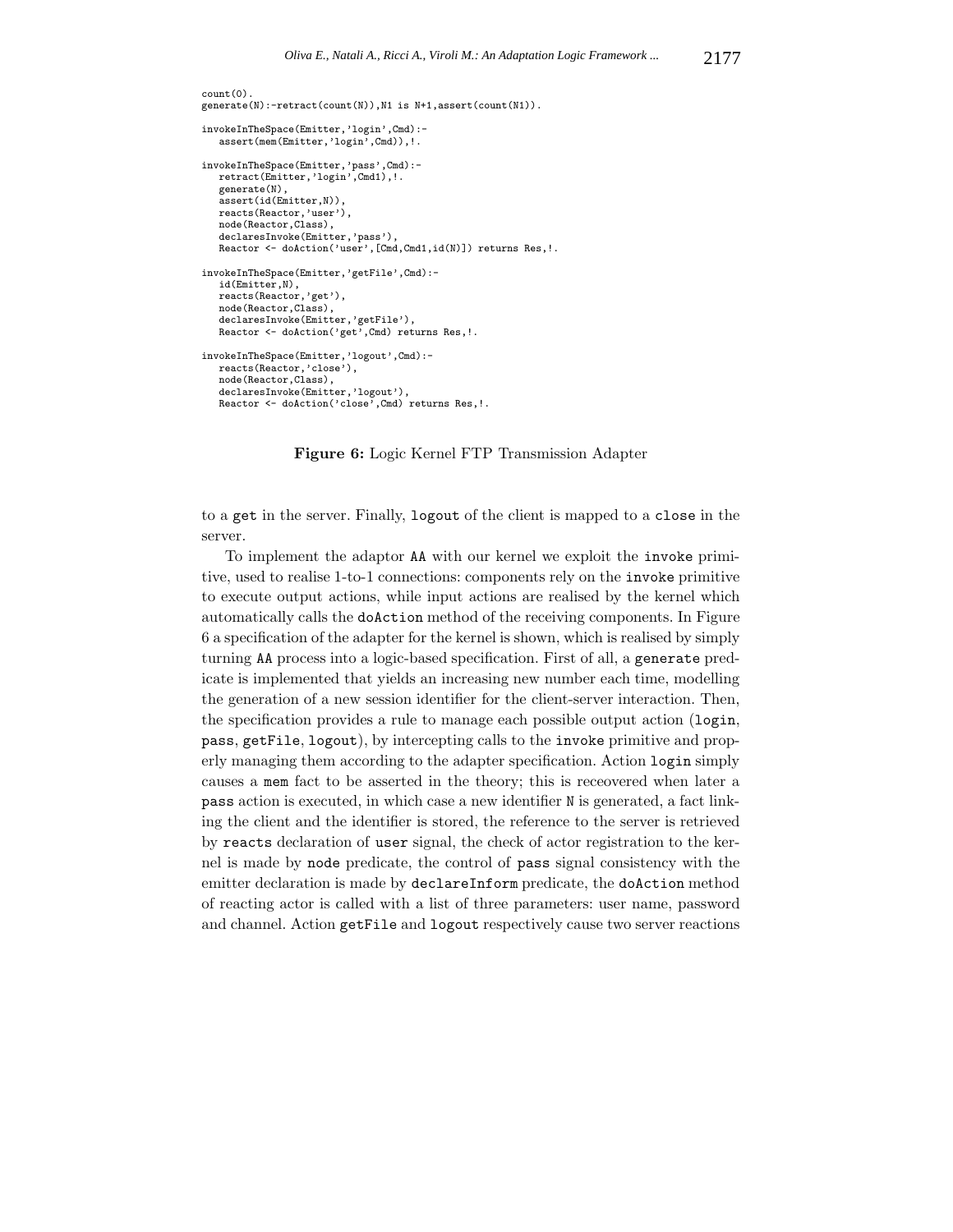```
count(0).
generate(N):-retract(count(N)),N1 is N+1,assert(count(N1)).

invokeInTheSpace(Emitter,'login',Cmd):-
   assert(mem(Emitter,'login',Cmd)),!.

invokeInTheSpace(Emitter,'pass',Cmd):-
   retract(Emitter,'login',Cmd1),!.
   generate(N),
   assert(id(Emitter,N)),
   reacts(Reactor,'user'),
   node(Reactor,Class),
   declaresInvoke(Emitter,'pass'),
   Reactor <- doAction('user',[Cmd,Cmd1,id(N)]) returns Res,!.

invokeInTheSpace(Emitter,'getFile',Cmd):-
   id(Emitter,N),
   reacts(Reactor,'get'),
   node(Reactor,Class),
   declaresInvoke(Emitter,'getFile'),
   Reactor <- doAction('get',Cmd) returns Res,!.

invokeInTheSpace(Emitter,'logout',Cmd):-
   reacts(Reactor,'close'),
   node(Reactor,Class),
   declaresInvoke(Emitter,'logout'),
   Reactor <- doAction('close',Cmd) returns Res,!.
```

**Figure 6:** Logic Kernel FTP Transmission Adapter

to a `get` in the server. Finally, `logout` of the client is mapped to a `close` in the server.

To implement the adaptor `AA` with our kernel we exploit the `invoke` primitive, used to realise 1-to-1 connections: components rely on the `invoke` primitive to execute output actions, while input actions are realised by the kernel which automatically calls the `doAction` method of the receiving components. In Figure 6 a specification of the adapter for the kernel is shown, which is realised by simply turning `AA` process into a logic-based specification. First of all, a `generate` predicate is implemented that yields an increasing new number each time, modelling the generation of a new session identifier for the client-server interaction. Then, the specification provides a rule to manage each possible output action (`login`, `pass`, `getFile`, `logout`), by intercepting calls to the `invoke` primitive and properly managing them according to the adapter specification. Action `login` simply causes a `mem` fact to be asserted in the theory; this is receovered when later a `pass` action is executed, in which case a new identifier `N` is generated, a fact linking the client and the identifier is stored, the reference to the server is retrieved by `reacts` declaration of `user` signal, the check of actor registration to the kernel is made by `node` predicate, the control of `pass` signal consistency with the emitter declaration is made by `declareInform` predicate, the `doAction` method of reacting actor is called with a list of three parameters: user name, password and channel. Action `getFile` and `logout` respectively cause two server reactions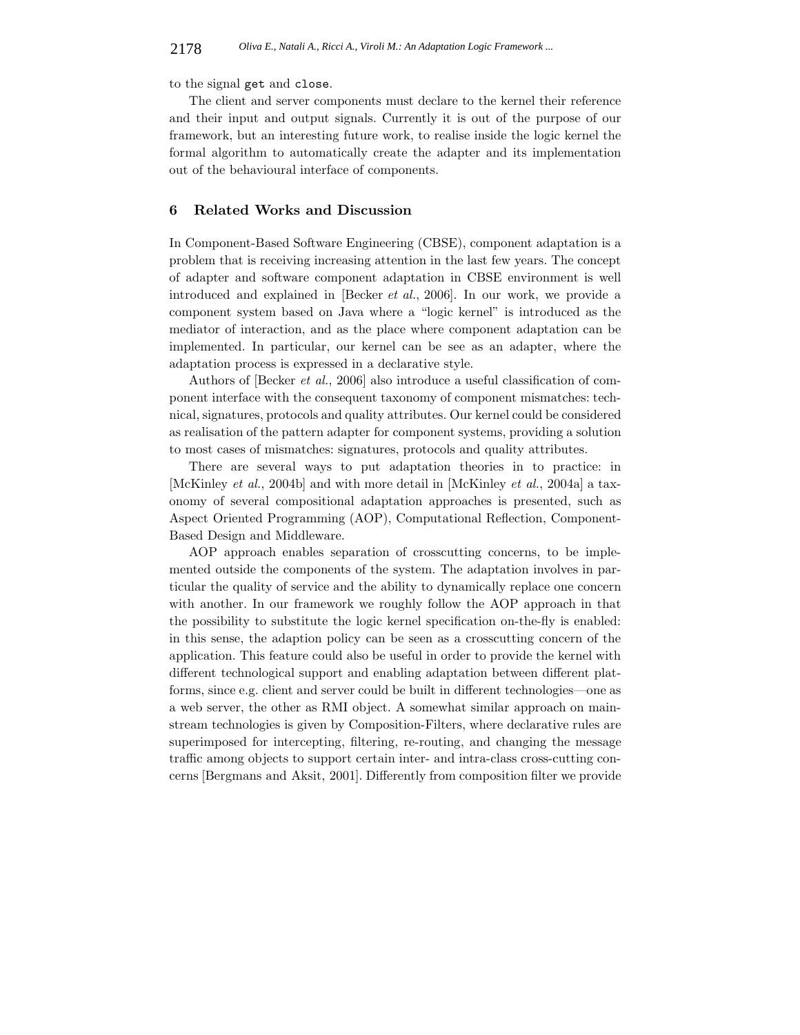to the signal `get` and `close`.

The client and server components must declare to the kernel their reference and their input and output signals. Currently it is out of the purpose of our framework, but an interesting future work, to realise inside the logic kernel the formal algorithm to automatically create the adapter and its implementation out of the behavioural interface of components.

## 6 Related Works and Discussion

In Component-Based Software Engineering (CBSE), component adaptation is a problem that is receiving increasing attention in the last few years. The concept of adapter and software component adaptation in CBSE environment is well introduced and explained in [Becker *et al.*, 2006]. In our work, we provide a component system based on Java where a "logic kernel" is introduced as the mediator of interaction, and as the place where component adaptation can be implemented. In particular, our kernel can be see as an adapter, where the adaptation process is expressed in a declarative style.

Authors of [Becker *et al.*, 2006] also introduce a useful classification of component interface with the consequent taxonomy of component mismatches: technical, signatures, protocols and quality attributes. Our kernel could be considered as realisation of the pattern adapter for component systems, providing a solution to most cases of mismatches: signatures, protocols and quality attributes.

There are several ways to put adaptation theories in to practice: in [McKinley *et al.*, 2004b] and with more detail in [McKinley *et al.*, 2004a] a taxonomy of several compositional adaptation approaches is presented, such as Aspect Oriented Programming (AOP), Computational Reflection, Component-Based Design and Middleware.

AOP approach enables separation of crosscutting concerns, to be implemented outside the components of the system. The adaptation involves in particular the quality of service and the ability to dynamically replace one concern with another. In our framework we roughly follow the AOP approach in that the possibility to substitute the logic kernel specification on-the-fly is enabled: in this sense, the adaption policy can be seen as a crosscutting concern of the application. This feature could also be useful in order to provide the kernel with different technological support and enabling adaptation between different platforms, since e.g. client and server could be built in different technologies—one as a web server, the other as RMI object. A somewhat similar approach on mainstream technologies is given by Composition-Filters, where declarative rules are superimposed for intercepting, filtering, re-routing, and changing the message traffic among objects to support certain inter- and intra-class cross-cutting concerns [Bergmans and Aksit, 2001]. Differently from composition filter we provide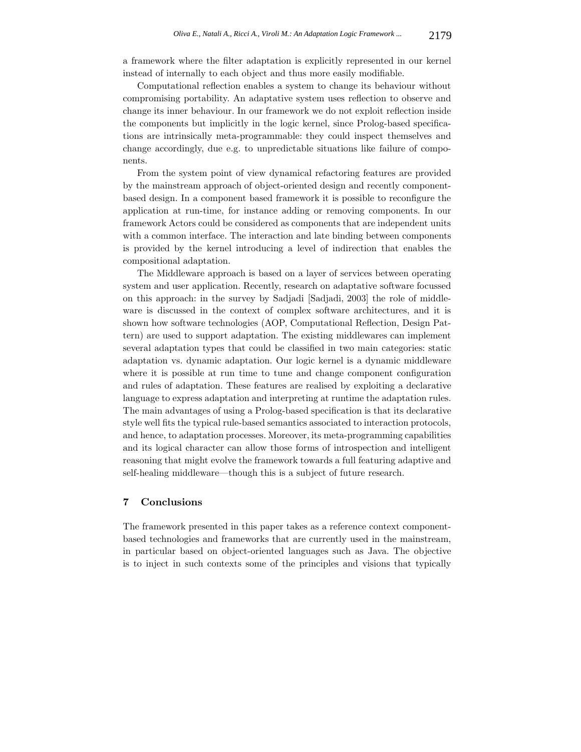a framework where the filter adaptation is explicitly represented in our kernel instead of internally to each object and thus more easily modifiable.

Computational reflection enables a system to change its behaviour without compromising portability. An adaptative system uses reflection to observe and change its inner behaviour. In our framework we do not exploit reflection inside the components but implicitly in the logic kernel, since Prolog-based specifications are intrinsically meta-programmable: they could inspect themselves and change accordingly, due e.g. to unpredictable situations like failure of components.

From the system point of view dynamical refactoring features are provided by the mainstream approach of object-oriented design and recently component-based design. In a component based framework it is possible to reconfigure the application at run-time, for instance adding or removing components. In our framework Actors could be considered as components that are independent units with a common interface. The interaction and late binding between components is provided by the kernel introducing a level of indirection that enables the compositional adaptation.

The Middleware approach is based on a layer of services between operating system and user application. Recently, research on adaptative software focussed on this approach: in the survey by Sadjadi [Sadjadi, 2003] the role of middleware is discussed in the context of complex software architectures, and it is shown how software technologies (AOP, Computational Reflection, Design Pattern) are used to support adaptation. The existing middlewares can implement several adaptation types that could be classified in two main categories: static adaptation vs. dynamic adaptation. Our logic kernel is a dynamic middleware where it is possible at run time to tune and change component configuration and rules of adaptation. These features are realised by exploiting a declarative language to express adaptation and interpreting at runtime the adaptation rules. The main advantages of using a Prolog-based specification is that its declarative style well fits the typical rule-based semantics associated to interaction protocols, and hence, to adaptation processes. Moreover, its meta-programming capabilities and its logical character can allow those forms of introspection and intelligent reasoning that might evolve the framework towards a full featuring adaptive and self-healing middleware—though this is a subject of future research.

## 7 Conclusions

The framework presented in this paper takes as a reference context component-based technologies and frameworks that are currently used in the mainstream, in particular based on object-oriented languages such as Java. The objective is to inject in such contexts some of the principles and visions that typically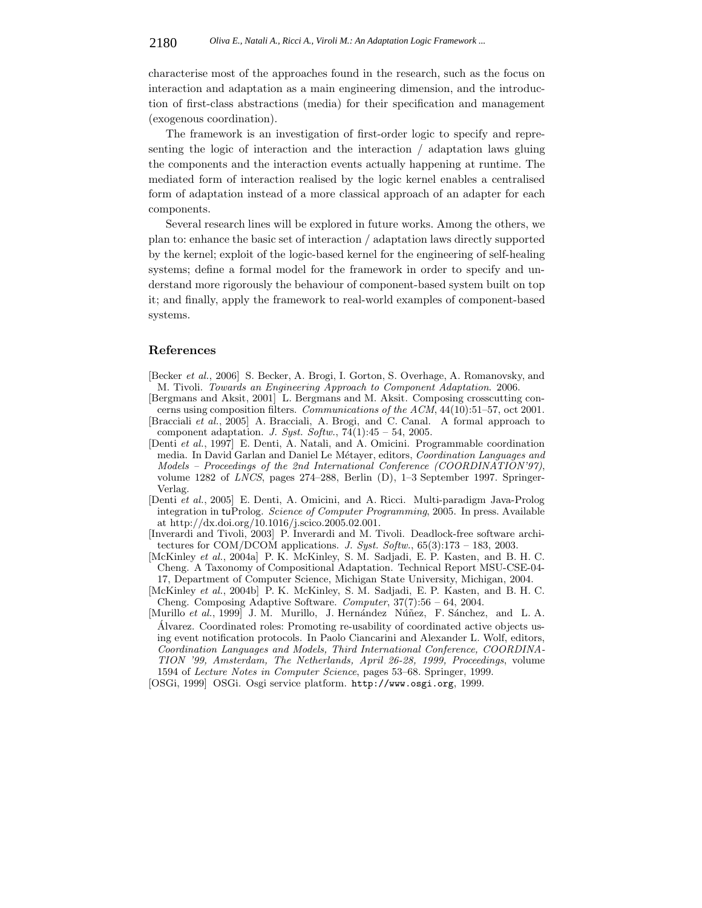characterise most of the approaches found in the research, such as the focus on interaction and adaptation as a main engineering dimension, and the introduction of first-class abstractions (media) for their specification and management (exogenous coordination).

The framework is an investigation of first-order logic to specify and representing the logic of interaction and the interaction / adaptation laws gluing the components and the interaction events actually happening at runtime. The mediated form of interaction realised by the logic kernel enables a centralised form of adaptation instead of a more classical approach of an adapter for each components.

Several research lines will be explored in future works. Among the others, we plan to: enhance the basic set of interaction / adaptation laws directly supported by the kernel; exploit of the logic-based kernel for the engineering of self-healing systems; define a formal model for the framework in order to specify and understand more rigorously the behaviour of component-based system built on top it; and finally, apply the framework to real-world examples of component-based systems.

## References

[Becker *et al.*, 2006] S. Becker, A. Brogi, I. Gorton, S. Overhage, A. Romanovsky, and M. Tivoli. *Towards an Engineering Approach to Component Adaptation*. 2006.

[Bergmans and Aksit, 2001] L. Bergmans and M. Aksit. Composing crosscutting concerns using composition filters. *Communications of the ACM*, 44(10):51–57, oct 2001.

[Bracciali *et al.*, 2005] A. Bracciali, A. Brogi, and C. Canal. A formal approach to component adaptation. *J. Syst. Softw.*, 74(1):45 – 54, 2005.

[Denti *et al.*, 1997] E. Denti, A. Natali, and A. Omicini. Programmable coordination media. In David Garlan and Daniel Le Métayer, editors, *Coordination Languages and Models – Proceedings of the 2nd International Conference (COORDINATION'97)*, volume 1282 of *LNCS*, pages 274–288, Berlin (D), 1–3 September 1997. Springer-Verlag.

[Denti *et al.*, 2005] E. Denti, A. Omicini, and A. Ricci. Multi-paradigm Java-Prolog integration in tuProlog. *Science of Computer Programming*, 2005. In press. Available at http://dx.doi.org/10.1016/j.scico.2005.02.001.

[Inverardi and Tivoli, 2003] P. Inverardi and M. Tivoli. Deadlock-free software architectures for COM/DCOM applications. *J. Syst. Softw.*, 65(3):173 – 183, 2003.

[McKinley *et al.*, 2004a] P. K. McKinley, S. M. Sadjadi, E. P. Kasten, and B. H. C. Cheng. A Taxonomy of Compositional Adaptation. Technical Report MSU-CSE-04-17, Department of Computer Science, Michigan State University, Michigan, 2004.

[McKinley *et al.*, 2004b] P. K. McKinley, S. M. Sadjadi, E. P. Kasten, and B. H. C. Cheng. Composing Adaptive Software. *Computer*, 37(7):56 – 64, 2004.

[Murillo *et al.*, 1999] J. M. Murillo, J. Hernández Núñez, F. Sánchez, and L. A. Álvarez. Coordinated roles: Promoting re-usability of coordinated active objects using event notification protocols. In Paolo Ciancarini and Alexander L. Wolf, editors, *Coordination Languages and Models, Third International Conference, COORDINATION '99, Amsterdam, The Netherlands, April 26-28, 1999, Proceedings*, volume 1594 of *Lecture Notes in Computer Science*, pages 53–68. Springer, 1999.

[OSGi, 1999] OSGi. Osgi service platform. http://www.osgi.org, 1999.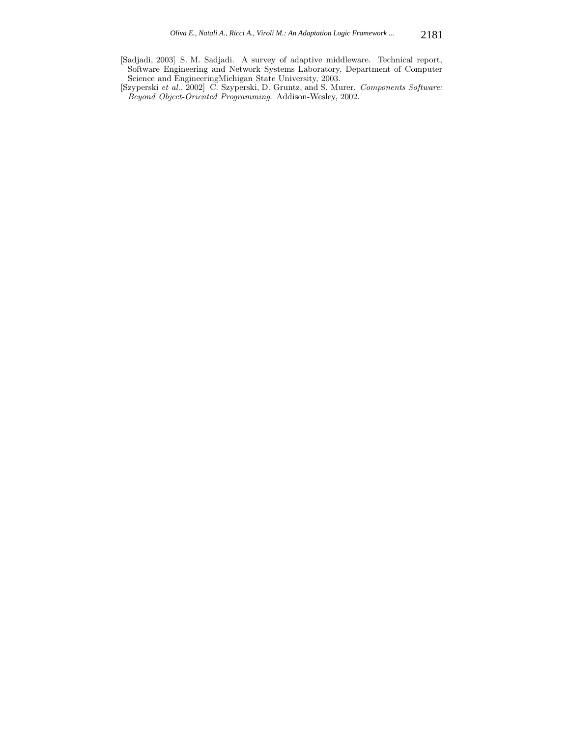[Sadjadi, 2003] S. M. Sadjadi. A survey of adaptive middleware. Technical report, Software Engineering and Network Systems Laboratory, Department of Computer Science and EngineeringMichigan State University, 2003.

[Szyperski *et al.*, 2002] C. Szyperski, D. Gruntz, and S. Murer. *Components Software: Beyond Object-Oriented Programming*. Addison-Wesley, 2002.